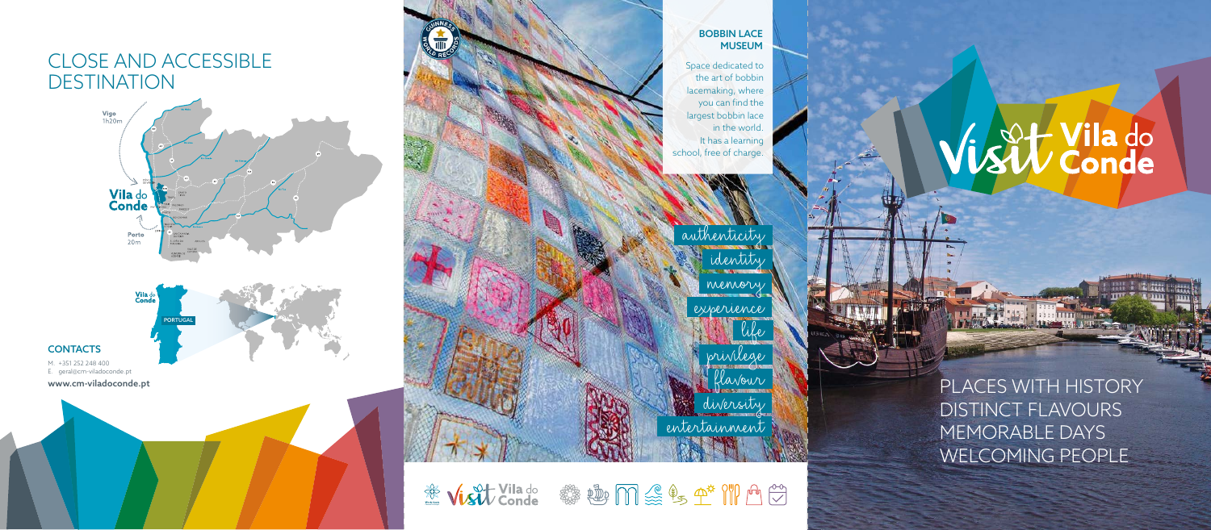## CLOSE AND ACCESSIBLE DESTINATION

Vigo
1h20m

Vila do Conde

Porto
20m

PORTUGAL

### CONTACTS

M. +351 252 248 400
E. geral@cm-viladoconde.pt

**www.cm-viladoconde.pt**

### BOBBIN LACE MUSEUM

Space dedicated to the art of bobbin lacemaking, where you can find the largest bobbin lace in the world. It has a learning school, free of charge.

authenticity
identity
memory
experience
life
privilege
flavour
diversity
entertainment

Visit Vila do Conde

# Visit Vila do Conde

PLACES WITH HISTORY
DISTINCT FLAVOURS
MEMORABLE DAYS
WELCOMING PEOPLE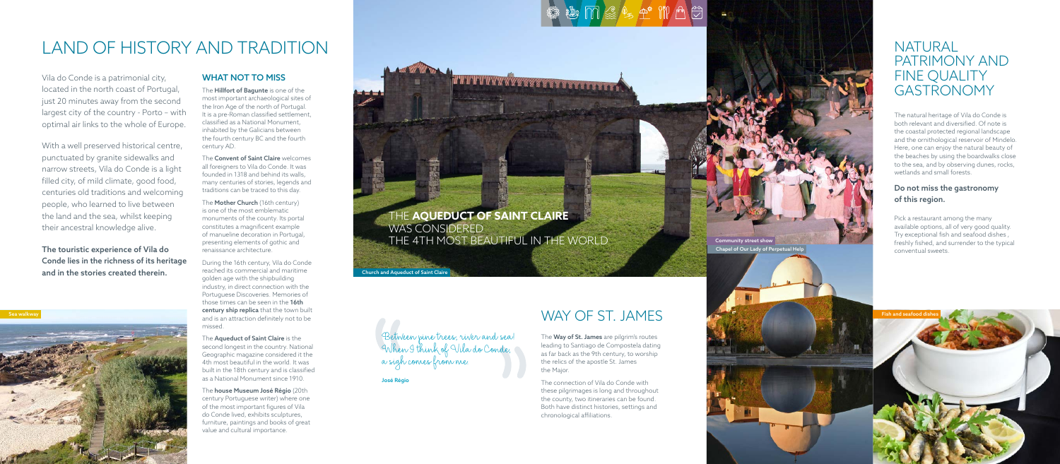# LAND OF HISTORY AND TRADITION

Vila do Conde is a patrimonial city, located in the north coast of Portugal, just 20 minutes away from the second largest city of the country - Porto - with optimal air links to the whole of Europe.

With a well preserved historical centre, punctuated by granite sidewalks and narrow streets, Vila do Conde is a light filled city, of mild climate, good food, centuries old traditions and welcoming people, who learned to live between the land and the sea, whilst keeping their ancestral knowledge alive.

**The touristic experience of Vila do Conde lies in the richness of its heritage and in the stories created therein.**

Sea walkway

## WHAT NOT TO MISS

The **Hillfort of Bagunte** is one of the most important archaeological sites of the Iron Age of the north of Portugal. It is a pre-Roman classified settlement, classified as a National Monument, inhabited by the Galicians between the fourth century BC and the fourth century AD.

The **Convent of Saint Claire** welcomes all foreigners to Vila do Conde. It was founded in 1318 and behind its walls, many centuries of stories, legends and traditions can be traced to this day.

The **Mother Church** (16th century) is one of the most emblematic monuments of the county. Its portal constitutes a magnificent example of manueline decoration in Portugal, presenting elements of gothic and renaissance architecture.

During the 16th century, Vila do Conde reached its commercial and maritime golden age with the shipbuilding industry, in direct connection with the Portuguese Discoveries. Memories of those times can be seen in the **16th century ship replica** that the town built and is an attraction definitely not to be missed.

The **Aqueduct of Saint Claire** is the second longest in the country. National Geographic magazine considered it the 4th most beautiful in the world. It was built in the 18th century and is classified as a National Monument since 1910.

The **house Museum José Régio** (20th century Portuguese writer) where one of the most important figures of Vila do Conde lived, exhibits sculptures, furniture, paintings and books of great value and cultural importance.

THE **AQUEDUCT OF SAINT CLAIRE** WAS CONSIDERED THE 4TH MOST BEAUTIFUL IN THE WORLD

Church and Aqueduct of Saint Claire

*Between pine trees, river and sea!*
*When I think of Vila do Conde,*
*a sigh comes from me.*

**José Régio**

## WAY OF ST. JAMES

The **Way of St. James** are pilgrim's routes leading to Santiago de Compostela dating as far back as the 9th century, to worship the relics of the apostle St. James the Major.

The connection of Vila do Conde with these pilgrimages is long and throughout the county, two itineraries can be found. Both have distinct histories, settings and chronological affiliations.

Community street show

Chapel of Our Lady of Perpetual Help

# NATURAL PATRIMONY AND FINE QUALITY GASTRONOMY

The natural heritage of Vila do Conde is both relevant and diversified. Of note is the coastal protected regional landscape and the ornithological reservoir of Mindelo. Here, one can enjoy the natural beauty of the beaches by using the boardwalks close to the sea, and by observing dunes, rocks, wetlands and small forests.

### Do not miss the gastronomy of this region.

Pick a restaurant among the many available options, all of very good quality. Try exceptional fish and seafood dishes , freshly fished, and surrender to the typical conventual sweets.

Fish and seafood dishes